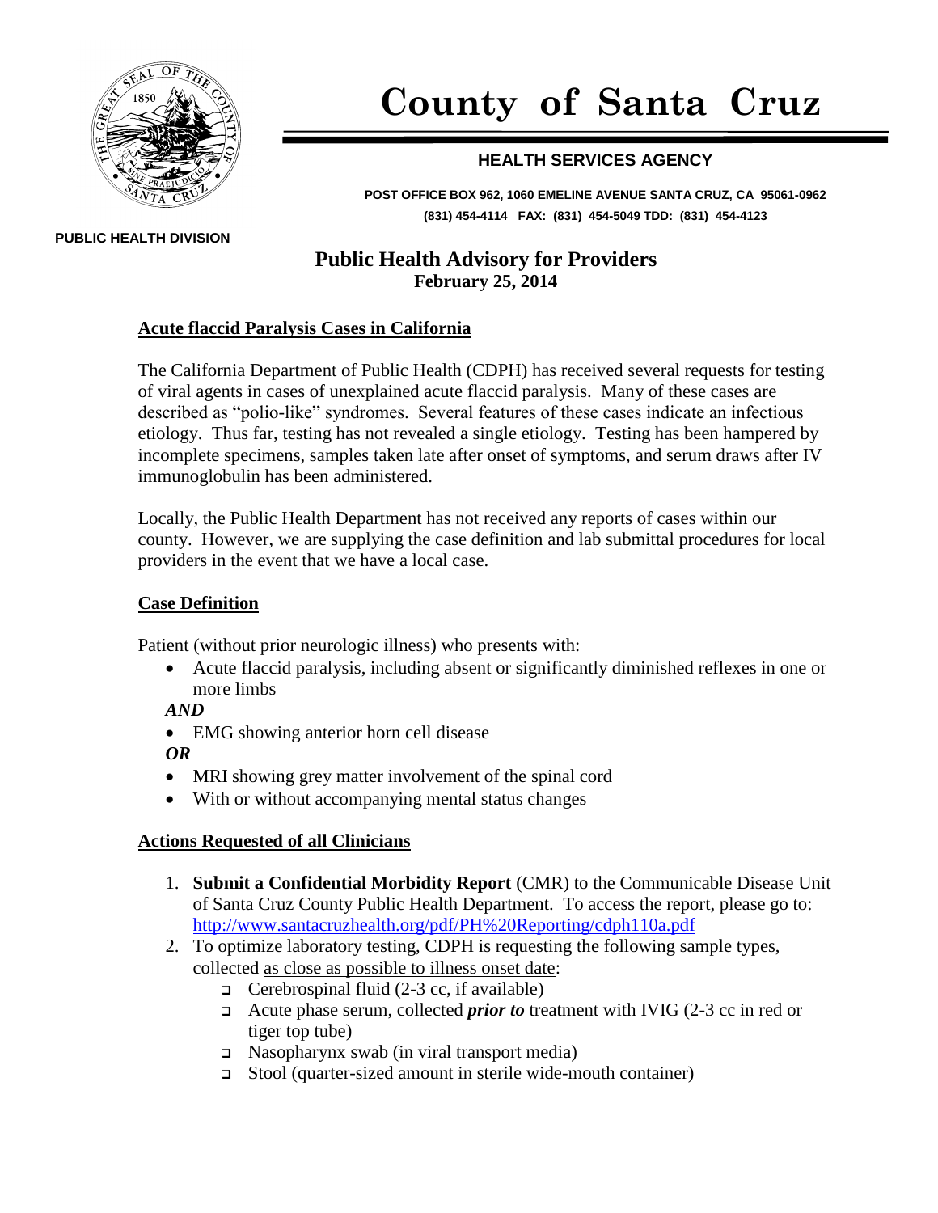# County of Santa Cruz

## HEALTH SERVICES AGENCY

**POST OFFICE BOX 962, 1060 EMELINE AVENUE SANTA CRUZ, CA 95061-0962**
**(831) 454-4114 FAX: (831) 454-5049 TDD: (831) 454-4123**

**PUBLIC HEALTH DIVISION**

## Public Health Advisory for Providers

**February 25, 2014**

### Acute flaccid Paralysis Cases in California

The California Department of Public Health (CDPH) has received several requests for testing of viral agents in cases of unexplained acute flaccid paralysis. Many of these cases are described as "polio-like" syndromes. Several features of these cases indicate an infectious etiology. Thus far, testing has not revealed a single etiology. Testing has been hampered by incomplete specimens, samples taken late after onset of symptoms, and serum draws after IV immunoglobulin has been administered.

Locally, the Public Health Department has not received any reports of cases within our county. However, we are supplying the case definition and lab submittal procedures for local providers in the event that we have a local case.

### Case Definition

Patient (without prior neurologic illness) who presents with:

- Acute flaccid paralysis, including absent or significantly diminished reflexes in one or more limbs

***AND***

- EMG showing anterior horn cell disease

***OR***

- MRI showing grey matter involvement of the spinal cord
- With or without accompanying mental status changes

### Actions Requested of all Clinicians

1. **Submit a Confidential Morbidity Report** (CMR) to the Communicable Disease Unit of Santa Cruz County Public Health Department. To access the report, please go to: http://www.santacruzhealth.org/pdf/PH%20Reporting/cdph110a.pdf
2. To optimize laboratory testing, CDPH is requesting the following sample types, collected as close as possible to illness onset date:
   - Cerebrospinal fluid (2-3 cc, if available)
   - Acute phase serum, collected ***prior to*** treatment with IVIG (2-3 cc in red or tiger top tube)
   - Nasopharynx swab (in viral transport media)
   - Stool (quarter-sized amount in sterile wide-mouth container)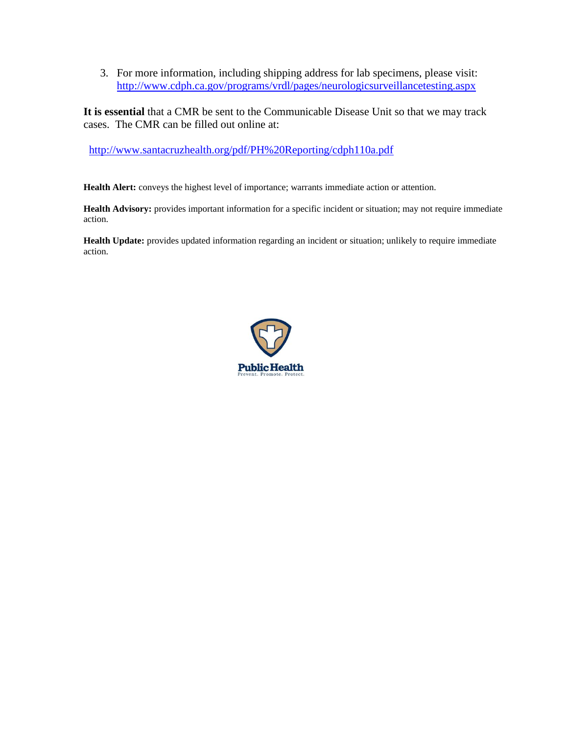3. For more information, including shipping address for lab specimens, please visit: http://www.cdph.ca.gov/programs/vrdl/pages/neurologicsurveillancetesting.aspx

**It is essential** that a CMR be sent to the Communicable Disease Unit so that we may track cases. The CMR can be filled out online at:

http://www.santacruzhealth.org/pdf/PH%20Reporting/cdph110a.pdf

**Health Alert:** conveys the highest level of importance; warrants immediate action or attention.

**Health Advisory:** provides important information for a specific incident or situation; may not require immediate action.

**Health Update:** provides updated information regarding an incident or situation; unlikely to require immediate action.

Public Health
Prevent. Promote. Protect.